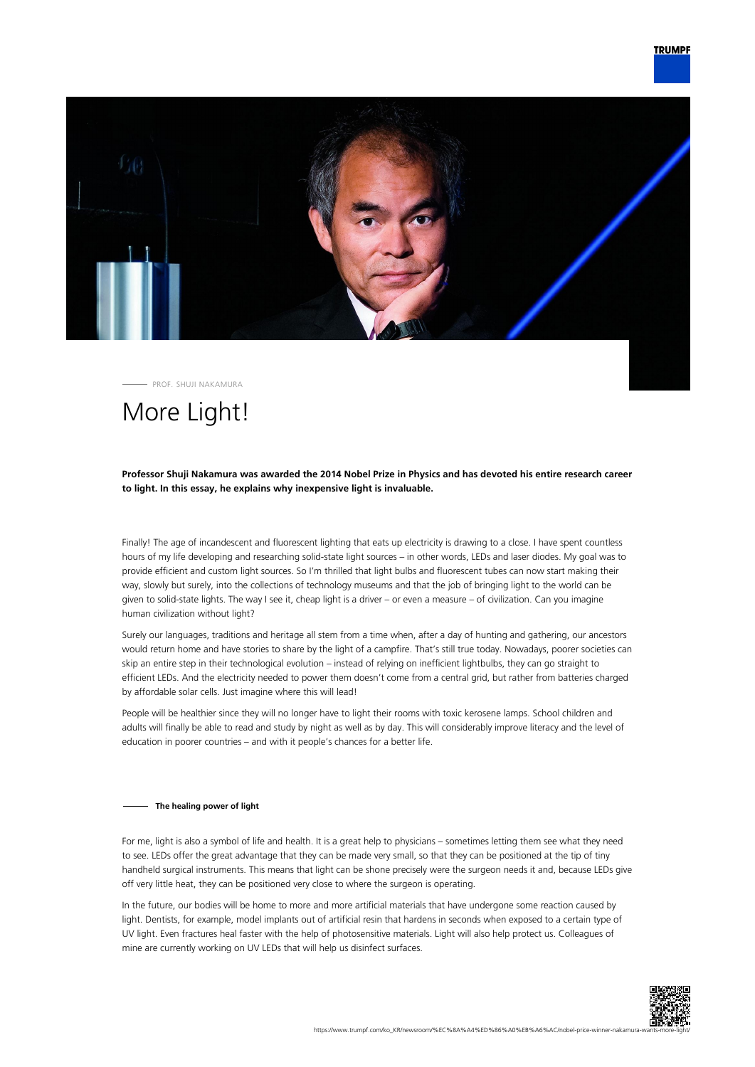PROF. SHUJI NAKAMURA

# More Light!

**Professor Shuji Nakamura was awarded the 2014 Nobel Prize in Physics and has devoted his entire research career to light. In this essay, he explains why inexpensive light is invaluable.**

Finally! The age of incandescent and fluorescent lighting that eats up electricity is drawing to a close. I have spent countless hours of my life developing and researching solid-state light sources – in other words, LEDs and laser diodes. My goal was to provide efficient and custom light sources. So I'm thrilled that light bulbs and fluorescent tubes can now start making their way, slowly but surely, into the collections of technology museums and that the job of bringing light to the world can be given to solid-state lights. The way I see it, cheap light is a driver – or even a measure – of civilization. Can you imagine human civilization without light?

Surely our languages, traditions and heritage all stem from a time when, after a day of hunting and gathering, our ancestors would return home and have stories to share by the light of a campfire. That's still true today. Nowadays, poorer societies can skip an entire step in their technological evolution – instead of relying on inefficient lightbulbs, they can go straight to efficient LEDs. And the electricity needed to power them doesn't come from a central grid, but rather from batteries charged by affordable solar cells. Just imagine where this will lead!

People will be healthier since they will no longer have to light their rooms with toxic kerosene lamps. School children and adults will finally be able to read and study by night as well as by day. This will considerably improve literacy and the level of education in poorer countries – and with it people's chances for a better life.

## The healing power of light

For me, light is also a symbol of life and health. It is a great help to physicians – sometimes letting them see what they need to see. LEDs offer the great advantage that they can be made very small, so that they can be positioned at the tip of tiny handheld surgical instruments. This means that light can be shone precisely were the surgeon needs it and, because LEDs give off very little heat, they can be positioned very close to where the surgeon is operating.

In the future, our bodies will be home to more and more artificial materials that have undergone some reaction caused by light. Dentists, for example, model implants out of artificial resin that hardens in seconds when exposed to a certain type of UV light. Even fractures heal faster with the help of photosensitive materials. Light will also help protect us. Colleagues of mine are currently working on UV LEDs that will help us disinfect surfaces.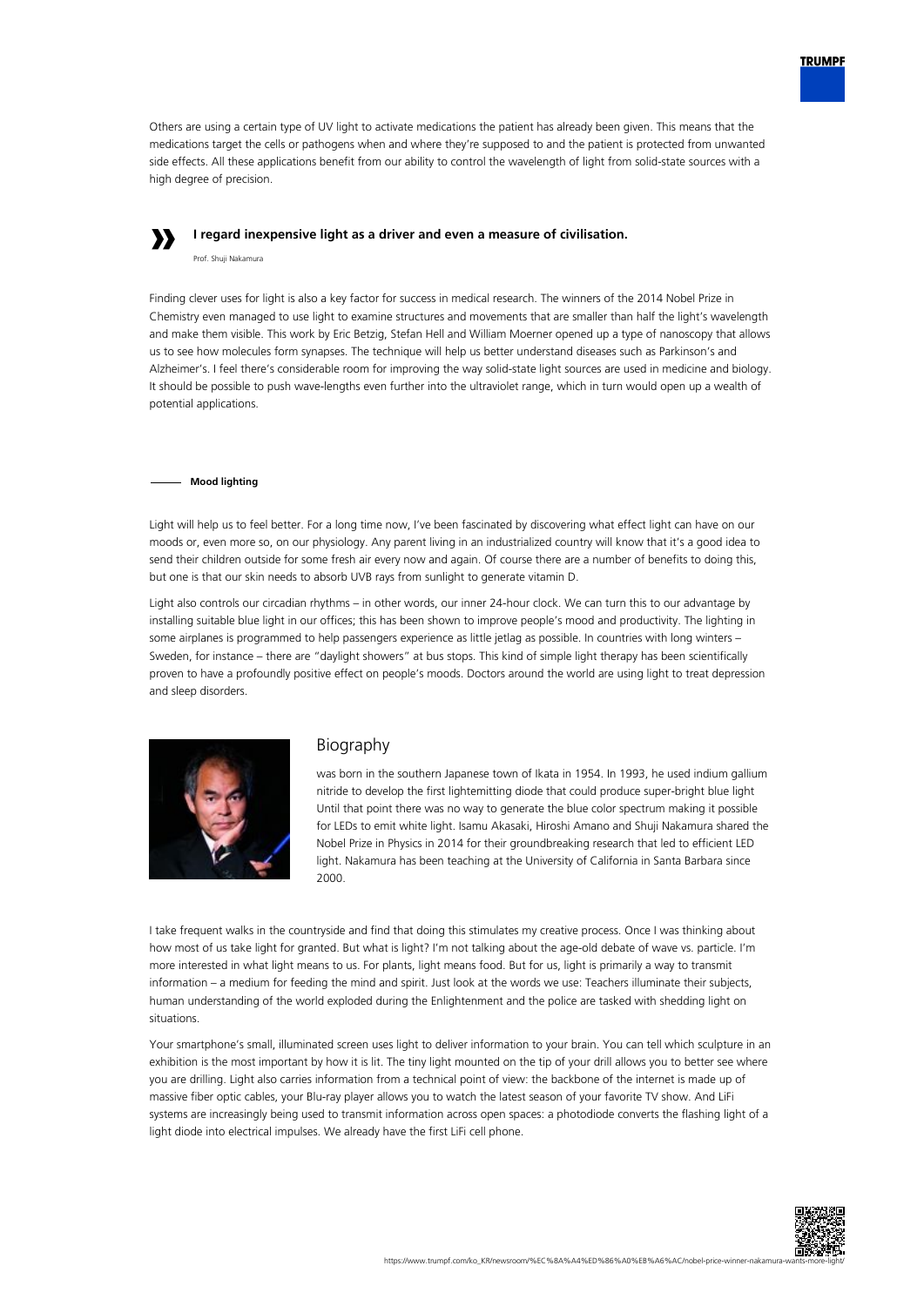Others are using a certain type of UV light to activate medications the patient has already been given. This means that the medications target the cells or pathogens when and where they're supposed to and the patient is protected from unwanted side effects. All these applications benefit from our ability to control the wavelength of light from solid-state sources with a high degree of precision.

> **I regard inexpensive light as a driver and even a measure of civilisation.**
>
> Prof. Shuji Nakamura

Finding clever uses for light is also a key factor for success in medical research. The winners of the 2014 Nobel Prize in Chemistry even managed to use light to examine structures and movements that are smaller than half the light's wavelength and make them visible. This work by Eric Betzig, Stefan Hell and William Moerner opened up a type of nanoscopy that allows us to see how molecules form synapses. The technique will help us better understand diseases such as Parkinson's and Alzheimer's. I feel there's considerable room for improving the way solid-state light sources are used in medicine and biology. It should be possible to push wave-lengths even further into the ultraviolet range, which in turn would open up a wealth of potential applications.

### Mood lighting

Light will help us to feel better. For a long time now, I've been fascinated by discovering what effect light can have on our moods or, even more so, on our physiology. Any parent living in an industrialized country will know that it's a good idea to send their children outside for some fresh air every now and again. Of course there are a number of benefits to doing this, but one is that our skin needs to absorb UVB rays from sunlight to generate vitamin D.

Light also controls our circadian rhythms – in other words, our inner 24-hour clock. We can turn this to our advantage by installing suitable blue light in our offices; this has been shown to improve people's mood and productivity. The lighting in some airplanes is programmed to help passengers experience as little jetlag as possible. In countries with long winters – Sweden, for instance – there are "daylight showers" at bus stops. This kind of simple light therapy has been scientifically proven to have a profoundly positive effect on people's moods. Doctors around the world are using light to treat depression and sleep disorders.

## Biography

was born in the southern Japanese town of Ikata in 1954. In 1993, he used indium gallium nitride to develop the first lightemitting diode that could produce super-bright blue light Until that point there was no way to generate the blue color spectrum making it possible for LEDs to emit white light. Isamu Akasaki, Hiroshi Amano and Shuji Nakamura shared the Nobel Prize in Physics in 2014 for their groundbreaking research that led to efficient LED light. Nakamura has been teaching at the University of California in Santa Barbara since 2000.

I take frequent walks in the countryside and find that doing this stimulates my creative process. Once I was thinking about how most of us take light for granted. But what is light? I'm not talking about the age-old debate of wave vs. particle. I'm more interested in what light means to us. For plants, light means food. But for us, light is primarily a way to transmit information – a medium for feeding the mind and spirit. Just look at the words we use: Teachers illuminate their subjects, human understanding of the world exploded during the Enlightenment and the police are tasked with shedding light on situations.

Your smartphone's small, illuminated screen uses light to deliver information to your brain. You can tell which sculpture in an exhibition is the most important by how it is lit. The tiny light mounted on the tip of your drill allows you to better see where you are drilling. Light also carries information from a technical point of view: the backbone of the internet is made up of massive fiber optic cables, your Blu-ray player allows you to watch the latest season of your favorite TV show. And LiFi systems are increasingly being used to transmit information across open spaces: a photodiode converts the flashing light of a light diode into electrical impulses. We already have the first LiFi cell phone.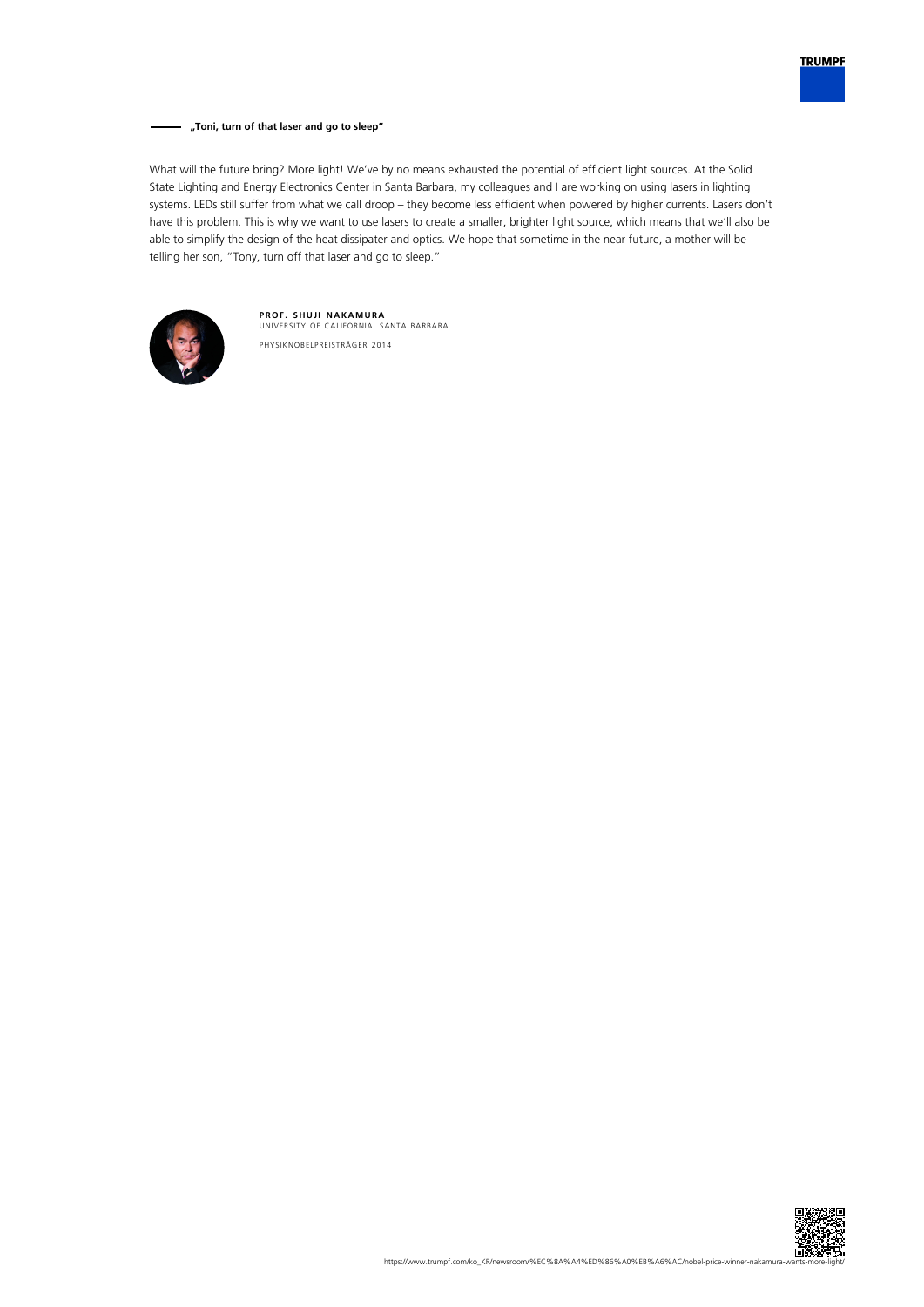### „Toni, turn of that laser and go to sleep"

What will the future bring? More light! We've by no means exhausted the potential of efficient light sources. At the Solid State Lighting and Energy Electronics Center in Santa Barbara, my colleagues and I are working on using lasers in lighting systems. LEDs still suffer from what we call droop – they become less efficient when powered by higher currents. Lasers don't have this problem. This is why we want to use lasers to create a smaller, brighter light source, which means that we'll also be able to simplify the design of the heat dissipater and optics. We hope that sometime in the near future, a mother will be telling her son, "Tony, turn off that laser and go to sleep."

**PROF. SHUJI NAKAMURA**
UNIVERSITY OF CALIFORNIA, SANTA BARBARA

PHYSIKNOBELPREISTRÄGER 2014